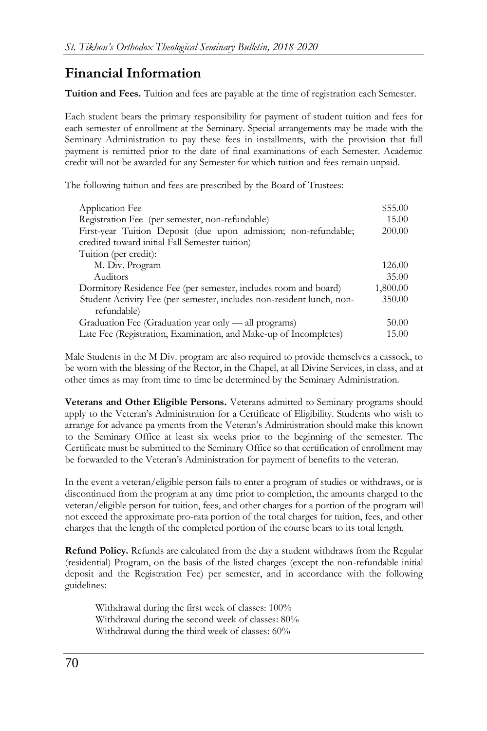## Financial Information

**Tuition and Fees.** Tuition and fees are payable at the time of registration each Semester.

Each student bears the primary responsibility for payment of student tuition and fees for each semester of enrollment at the Seminary. Special arrangements may be made with the Seminary Administration to pay these fees in installments, with the provision that full payment is remitted prior to the date of final examinations of each Semester. Academic credit will not be awarded for any Semester for which tuition and fees remain unpaid.

The following tuition and fees are prescribed by the Board of Trustees:

| Item | Amount |
|---|---|
| Application Fee | $55.00 |
| Registration Fee (per semester, non-refundable) | 15.00 |
| First-year Tuition Deposit (due upon admission; non-refundable; credited toward initial Fall Semester tuition) | 200.00 |
| Tuition (per credit): | |
| M. Div. Program | 126.00 |
| Auditors | 35.00 |
| Dormitory Residence Fee (per semester, includes room and board) | 1,800.00 |
| Student Activity Fee (per semester, includes non-resident lunch, non-refundable) | 350.00 |
| Graduation Fee (Graduation year only — all programs) | 50.00 |
| Late Fee (Registration, Examination, and Make-up of Incompletes) | 15.00 |

Male Students in the M Div. program are also required to provide themselves a cassock, to be worn with the blessing of the Rector, in the Chapel, at all Divine Services, in class, and at other times as may from time to time be determined by the Seminary Administration.

**Veterans and Other Eligible Persons.** Veterans admitted to Seminary programs should apply to the Veteran's Administration for a Certificate of Eligibility. Students who wish to arrange for advance pa yments from the Veteran's Administration should make this known to the Seminary Office at least six weeks prior to the beginning of the semester. The Certificate must be submitted to the Seminary Office so that certification of enrollment may be forwarded to the Veteran's Administration for payment of benefits to the veteran.

In the event a veteran/eligible person fails to enter a program of studies or withdraws, or is discontinued from the program at any time prior to completion, the amounts charged to the veteran/eligible person for tuition, fees, and other charges for a portion of the program will not exceed the approximate pro-rata portion of the total charges for tuition, fees, and other charges that the length of the completed portion of the course bears to its total length.

**Refund Policy.** Refunds are calculated from the day a student withdraws from the Regular (residential) Program, on the basis of the listed charges (except the non-refundable initial deposit and the Registration Fee) per semester, and in accordance with the following guidelines:

Withdrawal during the first week of classes: 100%  
Withdrawal during the second week of classes: 80%  
Withdrawal during the third week of classes: 60%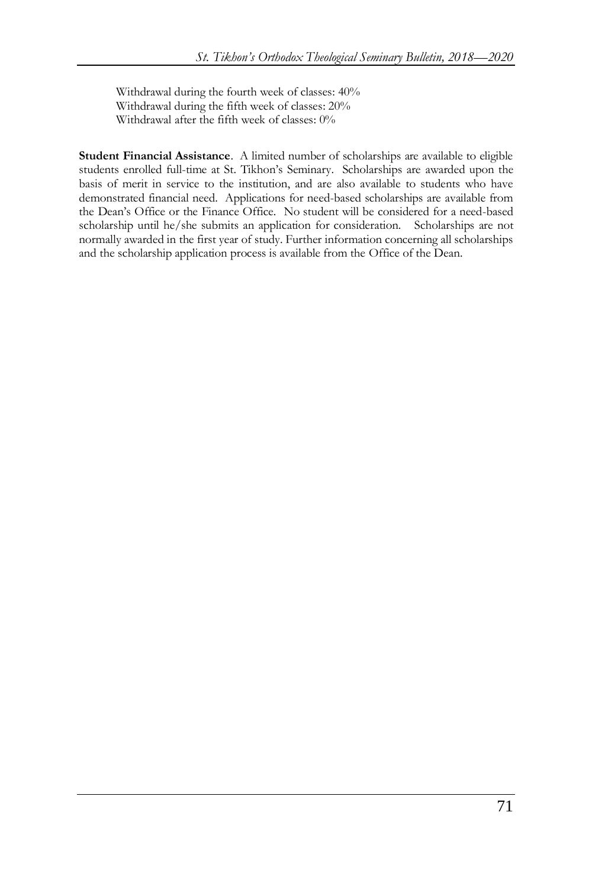Withdrawal during the fourth week of classes: 40%
Withdrawal during the fifth week of classes: 20%
Withdrawal after the fifth week of classes: 0%

**Student Financial Assistance**. A limited number of scholarships are available to eligible students enrolled full-time at St. Tikhon's Seminary. Scholarships are awarded upon the basis of merit in service to the institution, and are also available to students who have demonstrated financial need. Applications for need-based scholarships are available from the Dean's Office or the Finance Office. No student will be considered for a need-based scholarship until he/she submits an application for consideration. Scholarships are not normally awarded in the first year of study. Further information concerning all scholarships and the scholarship application process is available from the Office of the Dean.